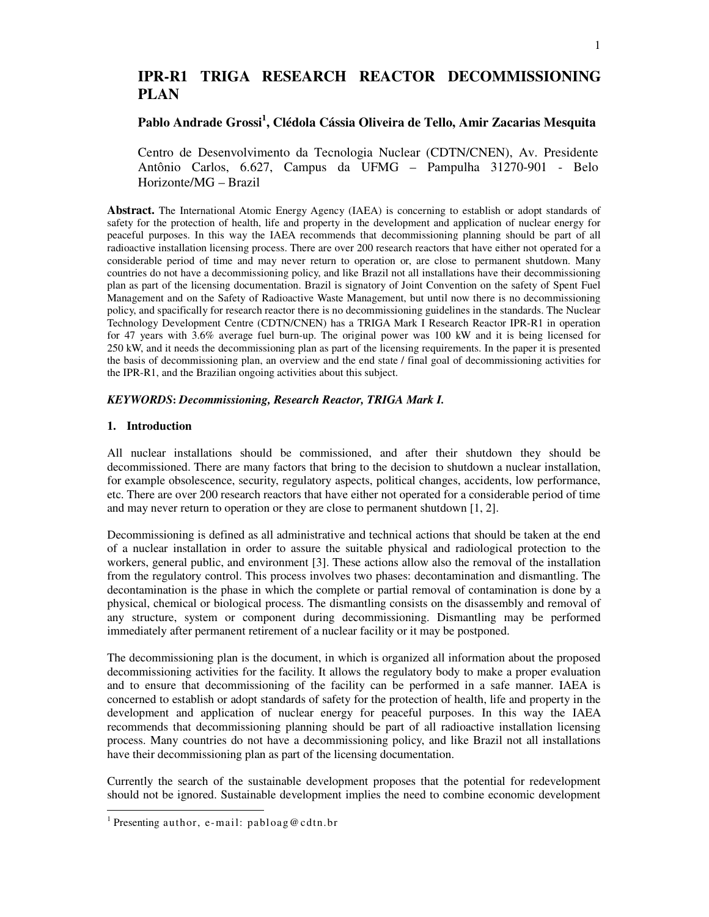# IPR-R1 TRIGA RESEARCH REACTOR DECOMMISSIONING PLAN

**Pablo Andrade Grossi[1], Clédola Cássia Oliveira de Tello, Amir Zacarias Mesquita**

Centro de Desenvolvimento da Tecnologia Nuclear (CDTN/CNEN), Av. Presidente Antônio Carlos, 6.627, Campus da UFMG – Pampulha 31270-901 - Belo Horizonte/MG – Brazil

**Abstract.** The International Atomic Energy Agency (IAEA) is concerning to establish or adopt standards of safety for the protection of health, life and property in the development and application of nuclear energy for peaceful purposes. In this way the IAEA recommends that decommissioning planning should be part of all radioactive installation licensing process. There are over 200 research reactors that have either not operated for a considerable period of time and may never return to operation or, are close to permanent shutdown. Many countries do not have a decommissioning policy, and like Brazil not all installations have their decommissioning plan as part of the licensing documentation. Brazil is signatory of Joint Convention on the safety of Spent Fuel Management and on the Safety of Radioactive Waste Management, but until now there is no decommissioning policy, and spacifically for research reactor there is no decommissioning guidelines in the standards. The Nuclear Technology Development Centre (CDTN/CNEN) has a TRIGA Mark I Research Reactor IPR-R1 in operation for 47 years with 3.6% average fuel burn-up. The original power was 100 kW and it is being licensed for 250 kW, and it needs the decommissioning plan as part of the licensing requirements. In the paper it is presented the basis of decommissioning plan, an overview and the end state / final goal of decommissioning activities for the IPR-R1, and the Brazilian ongoing activities about this subject.

***KEYWORDS*: *Decommissioning, Research Reactor, TRIGA Mark I.***

## 1. Introduction

All nuclear installations should be commissioned, and after their shutdown they should be decommissioned. There are many factors that bring to the decision to shutdown a nuclear installation, for example obsolescence, security, regulatory aspects, political changes, accidents, low performance, etc. There are over 200 research reactors that have either not operated for a considerable period of time and may never return to operation or they are close to permanent shutdown [1, 2].

Decommissioning is defined as all administrative and technical actions that should be taken at the end of a nuclear installation in order to assure the suitable physical and radiological protection to the workers, general public, and environment [3]. These actions allow also the removal of the installation from the regulatory control. This process involves two phases: decontamination and dismantling. The decontamination is the phase in which the complete or partial removal of contamination is done by a physical, chemical or biological process. The dismantling consists on the disassembly and removal of any structure, system or component during decommissioning. Dismantling may be performed immediately after permanent retirement of a nuclear facility or it may be postponed.

The decommissioning plan is the document, in which is organized all information about the proposed decommissioning activities for the facility. It allows the regulatory body to make a proper evaluation and to ensure that decommissioning of the facility can be performed in a safe manner. IAEA is concerned to establish or adopt standards of safety for the protection of health, life and property in the development and application of nuclear energy for peaceful purposes. In this way the IAEA recommends that decommissioning planning should be part of all radioactive installation licensing process. Many countries do not have a decommissioning policy, and like Brazil not all installations have their decommissioning plan as part of the licensing documentation.

Currently the search of the sustainable development proposes that the potential for redevelopment should not be ignored. Sustainable development implies the need to combine economic development

---

[1] Presenting author, e-mail: pabloag@cdtn.br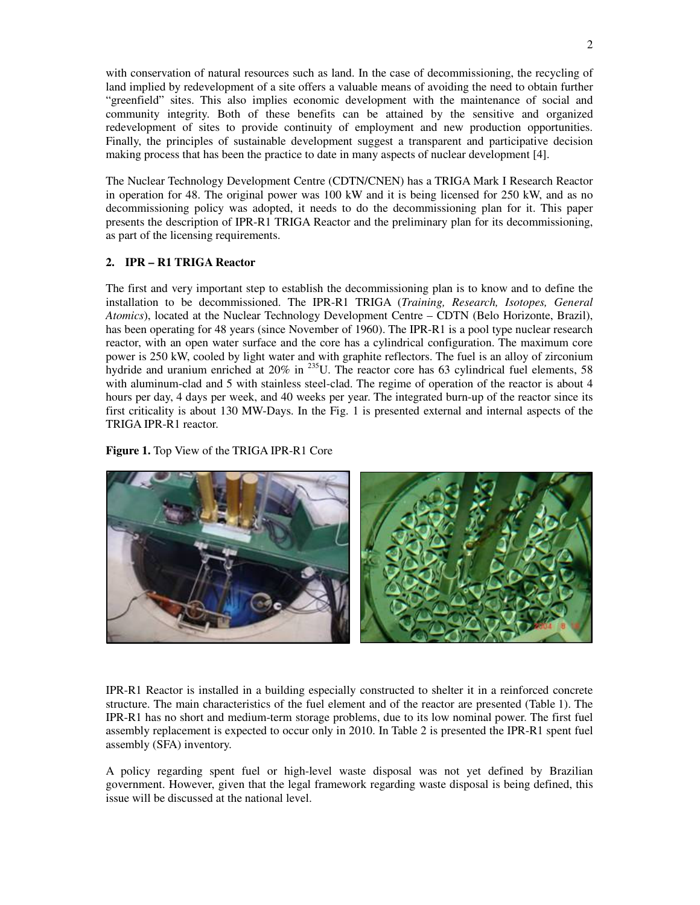with conservation of natural resources such as land. In the case of decommissioning, the recycling of land implied by redevelopment of a site offers a valuable means of avoiding the need to obtain further "greenfield" sites. This also implies economic development with the maintenance of social and community integrity. Both of these benefits can be attained by the sensitive and organized redevelopment of sites to provide continuity of employment and new production opportunities. Finally, the principles of sustainable development suggest a transparent and participative decision making process that has been the practice to date in many aspects of nuclear development [4].

The Nuclear Technology Development Centre (CDTN/CNEN) has a TRIGA Mark I Research Reactor in operation for 48. The original power was 100 kW and it is being licensed for 250 kW, and as no decommissioning policy was adopted, it needs to do the decommissioning plan for it. This paper presents the description of IPR-R1 TRIGA Reactor and the preliminary plan for its decommissioning, as part of the licensing requirements.

## 2. IPR – R1 TRIGA Reactor

The first and very important step to establish the decommissioning plan is to know and to define the installation to be decommissioned. The IPR-R1 TRIGA (*Training, Research, Isotopes, General Atomics*), located at the Nuclear Technology Development Centre – CDTN (Belo Horizonte, Brazil), has been operating for 48 years (since November of 1960). The IPR-R1 is a pool type nuclear research reactor, with an open water surface and the core has a cylindrical configuration. The maximum core power is 250 kW, cooled by light water and with graphite reflectors. The fuel is an alloy of zirconium hydride and uranium enriched at 20% in $^{235}$U. The reactor core has 63 cylindrical fuel elements, 58 with aluminum-clad and 5 with stainless steel-clad. The regime of operation of the reactor is about 4 hours per day, 4 days per week, and 40 weeks per year. The integrated burn-up of the reactor since its first criticality is about 130 MW-Days. In the Fig. 1 is presented external and internal aspects of the TRIGA IPR-R1 reactor.

**Figure 1.** Top View of the TRIGA IPR-R1 Core

IPR-R1 Reactor is installed in a building especially constructed to shelter it in a reinforced concrete structure. The main characteristics of the fuel element and of the reactor are presented (Table 1). The IPR-R1 has no short and medium-term storage problems, due to its low nominal power. The first fuel assembly replacement is expected to occur only in 2010. In Table 2 is presented the IPR-R1 spent fuel assembly (SFA) inventory.

A policy regarding spent fuel or high-level waste disposal was not yet defined by Brazilian government. However, given that the legal framework regarding waste disposal is being defined, this issue will be discussed at the national level.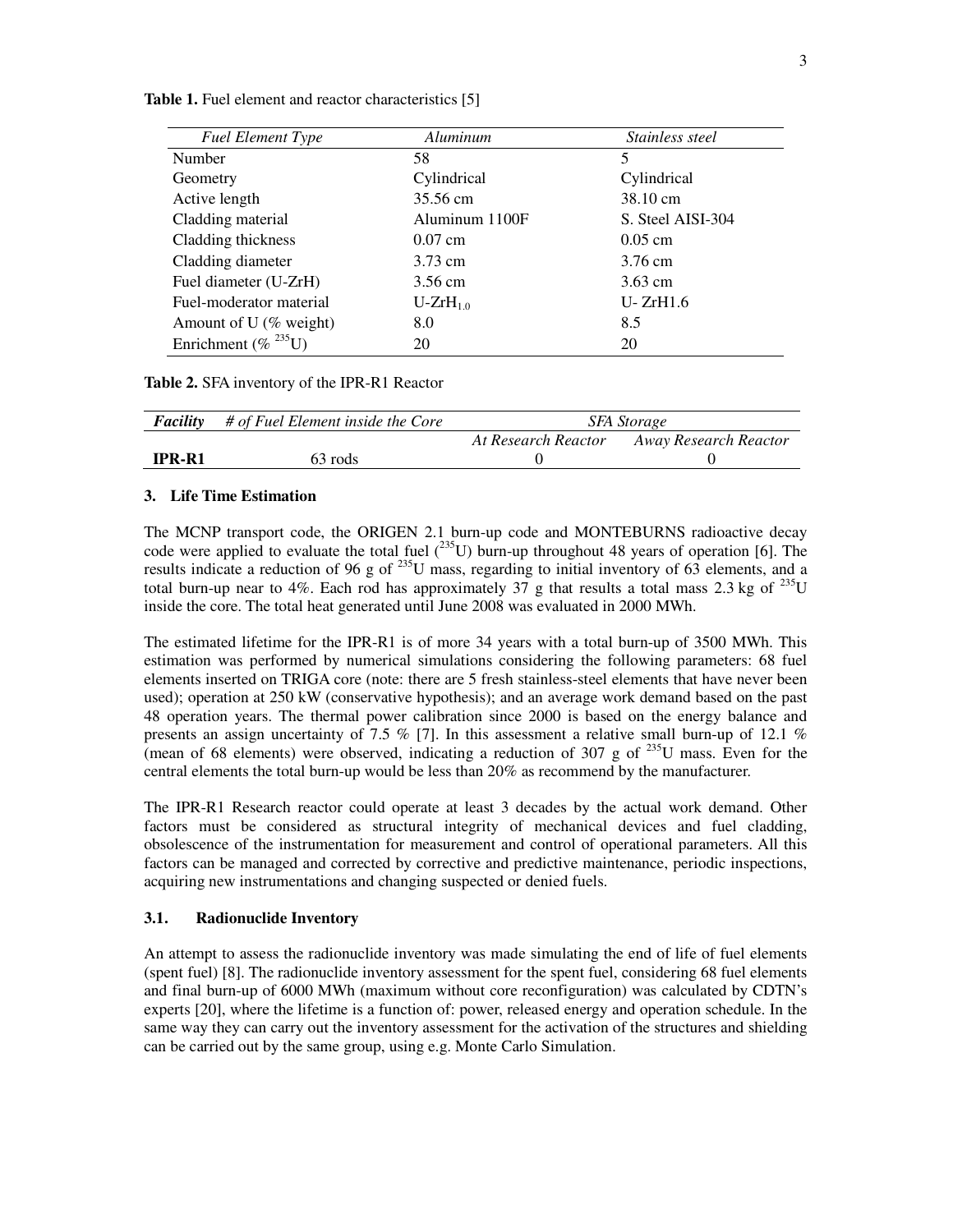**Table 1.** Fuel element and reactor characteristics [5]

| *Fuel Element Type* | *Aluminum* | *Stainless steel* |
|---|---|---|
| Number | 58 | 5 |
| Geometry | Cylindrical | Cylindrical |
| Active length | 35.56 cm | 38.10 cm |
| Cladding material | Aluminum 1100F | S. Steel AISI-304 |
| Cladding thickness | 0.07 cm | 0.05 cm |
| Cladding diameter | 3.73 cm | 3.76 cm |
| Fuel diameter (U-ZrH) | 3.56 cm | 3.63 cm |
| Fuel-moderator material | $U\text{-}ZrH_{1.0}$ | U- ZrH1.6 |
| Amount of U (% weight) | 8.0 | 8.5 |
| Enrichment (% $^{235}U$) | 20 | 20 |

**Table 2.** SFA inventory of the IPR-R1 Reactor

| ***Facility*** | *# of Fuel Element inside the Core* | *SFA Storage* | |
|---|---|---|---|
| | | *At Research Reactor* | *Away Research Reactor* |
| **IPR-R1** | 63 rods | 0 | 0 |

### 3. Life Time Estimation

The MCNP transport code, the ORIGEN 2.1 burn-up code and MONTEBURNS radioactive decay code were applied to evaluate the total fuel ($^{235}U$) burn-up throughout 48 years of operation [6]. The results indicate a reduction of 96 g of $^{235}U$ mass, regarding to initial inventory of 63 elements, and a total burn-up near to 4%. Each rod has approximately 37 g that results a total mass 2.3 kg of $^{235}U$ inside the core. The total heat generated until June 2008 was evaluated in 2000 MWh.

The estimated lifetime for the IPR-R1 is of more 34 years with a total burn-up of 3500 MWh. This estimation was performed by numerical simulations considering the following parameters: 68 fuel elements inserted on TRIGA core (note: there are 5 fresh stainless-steel elements that have never been used); operation at 250 kW (conservative hypothesis); and an average work demand based on the past 48 operation years. The thermal power calibration since 2000 is based on the energy balance and presents an assign uncertainty of 7.5 % [7]. In this assessment a relative small burn-up of 12.1 % (mean of 68 elements) were observed, indicating a reduction of 307 g of $^{235}U$ mass. Even for the central elements the total burn-up would be less than 20% as recommend by the manufacturer.

The IPR-R1 Research reactor could operate at least 3 decades by the actual work demand. Other factors must be considered as structural integrity of mechanical devices and fuel cladding, obsolescence of the instrumentation for measurement and control of operational parameters. All this factors can be managed and corrected by corrective and predictive maintenance, periodic inspections, acquiring new instrumentations and changing suspected or denied fuels.

#### 3.1. Radionuclide Inventory

An attempt to assess the radionuclide inventory was made simulating the end of life of fuel elements (spent fuel) [8]. The radionuclide inventory assessment for the spent fuel, considering 68 fuel elements and final burn-up of 6000 MWh (maximum without core reconfiguration) was calculated by CDTN's experts [20], where the lifetime is a function of: power, released energy and operation schedule. In the same way they can carry out the inventory assessment for the activation of the structures and shielding can be carried out by the same group, using e.g. Monte Carlo Simulation.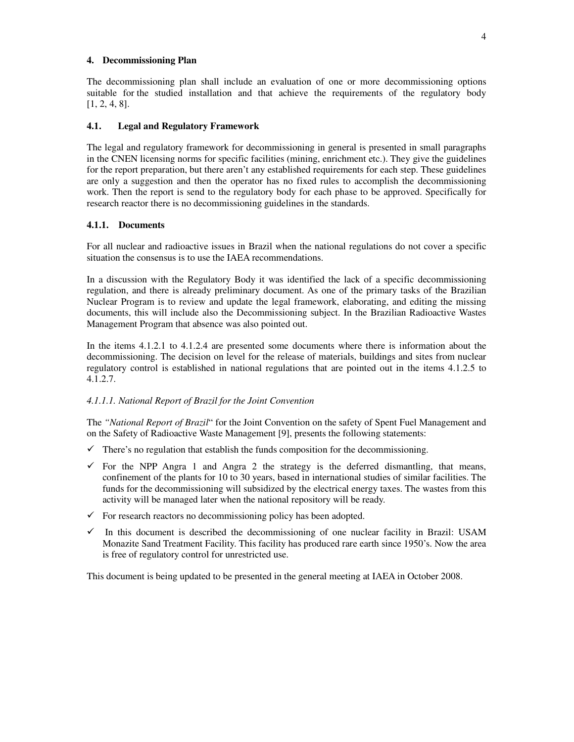## 4. Decommissioning Plan

The decommissioning plan shall include an evaluation of one or more decommissioning options suitable for the studied installation and that achieve the requirements of the regulatory body [1, 2, 4, 8].

### 4.1. Legal and Regulatory Framework

The legal and regulatory framework for decommissioning in general is presented in small paragraphs in the CNEN licensing norms for specific facilities (mining, enrichment etc.). They give the guidelines for the report preparation, but there aren't any established requirements for each step. These guidelines are only a suggestion and then the operator has no fixed rules to accomplish the decommissioning work. Then the report is send to the regulatory body for each phase to be approved. Specifically for research reactor there is no decommissioning guidelines in the standards.

#### 4.1.1. Documents

For all nuclear and radioactive issues in Brazil when the national regulations do not cover a specific situation the consensus is to use the IAEA recommendations.

In a discussion with the Regulatory Body it was identified the lack of a specific decommissioning regulation, and there is already preliminary document. As one of the primary tasks of the Brazilian Nuclear Program is to review and update the legal framework, elaborating, and editing the missing documents, this will include also the Decommissioning subject. In the Brazilian Radioactive Wastes Management Program that absence was also pointed out.

In the items 4.1.2.1 to 4.1.2.4 are presented some documents where there is information about the decommissioning. The decision on level for the release of materials, buildings and sites from nuclear regulatory control is established in national regulations that are pointed out in the items 4.1.2.5 to 4.1.2.7.

*4.1.1.1. National Report of Brazil for the Joint Convention*

The *"National Report of Brazil*" for the Joint Convention on the safety of Spent Fuel Management and on the Safety of Radioactive Waste Management [9], presents the following statements:

- ✓ There's no regulation that establish the funds composition for the decommissioning.
- ✓ For the NPP Angra 1 and Angra 2 the strategy is the deferred dismantling, that means, confinement of the plants for 10 to 30 years, based in international studies of similar facilities. The funds for the decommissioning will subsidized by the electrical energy taxes. The wastes from this activity will be managed later when the national repository will be ready.
- ✓ For research reactors no decommissioning policy has been adopted.
- ✓ In this document is described the decommissioning of one nuclear facility in Brazil: USAM Monazite Sand Treatment Facility. This facility has produced rare earth since 1950's. Now the area is free of regulatory control for unrestricted use.

This document is being updated to be presented in the general meeting at IAEA in October 2008.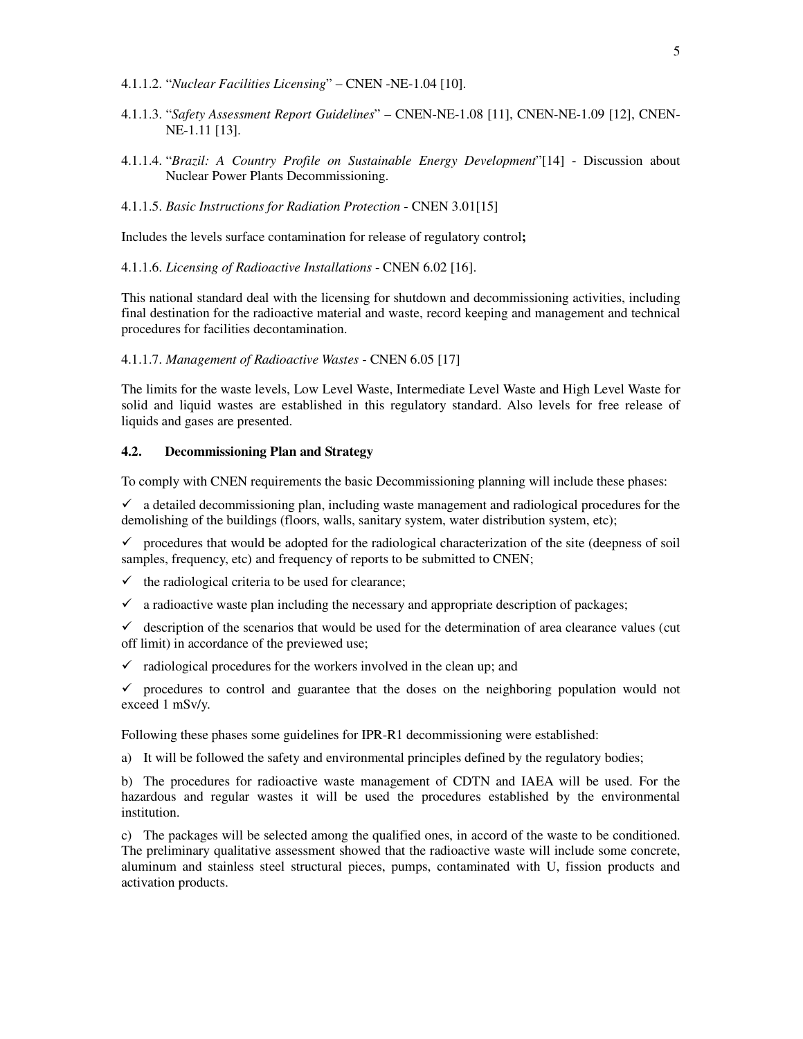4.1.1.2. "*Nuclear Facilities Licensing*" – CNEN -NE-1.04 [10].

4.1.1.3. "*Safety Assessment Report Guidelines*" – CNEN-NE-1.08 [11], CNEN-NE-1.09 [12], CNEN-NE-1.11 [13].

4.1.1.4. "*Brazil: A Country Profile on Sustainable Energy Development*"[14] - Discussion about Nuclear Power Plants Decommissioning.

4.1.1.5. *Basic Instructions for Radiation Protection* - CNEN 3.01[15]

Includes the levels surface contamination for release of regulatory control**;**

4.1.1.6. *Licensing of Radioactive Installations* - CNEN 6.02 [16].

This national standard deal with the licensing for shutdown and decommissioning activities, including final destination for the radioactive material and waste, record keeping and management and technical procedures for facilities decontamination.

4.1.1.7. *Management of Radioactive Wastes* - CNEN 6.05 [17]

The limits for the waste levels, Low Level Waste, Intermediate Level Waste and High Level Waste for solid and liquid wastes are established in this regulatory standard. Also levels for free release of liquids and gases are presented.

## 4.2. Decommissioning Plan and Strategy

To comply with CNEN requirements the basic Decommissioning planning will include these phases:

- ✓ a detailed decommissioning plan, including waste management and radiological procedures for the demolishing of the buildings (floors, walls, sanitary system, water distribution system, etc);
- ✓ procedures that would be adopted for the radiological characterization of the site (deepness of soil samples, frequency, etc) and frequency of reports to be submitted to CNEN;
- ✓ the radiological criteria to be used for clearance;
- ✓ a radioactive waste plan including the necessary and appropriate description of packages;
- ✓ description of the scenarios that would be used for the determination of area clearance values (cut off limit) in accordance of the previewed use;
- ✓ radiological procedures for the workers involved in the clean up; and
- ✓ procedures to control and guarantee that the doses on the neighboring population would not exceed 1 mSv/y.

Following these phases some guidelines for IPR-R1 decommissioning were established:

a) It will be followed the safety and environmental principles defined by the regulatory bodies;

b) The procedures for radioactive waste management of CDTN and IAEA will be used. For the hazardous and regular wastes it will be used the procedures established by the environmental institution.

c) The packages will be selected among the qualified ones, in accord of the waste to be conditioned. The preliminary qualitative assessment showed that the radioactive waste will include some concrete, aluminum and stainless steel structural pieces, pumps, contaminated with U, fission products and activation products.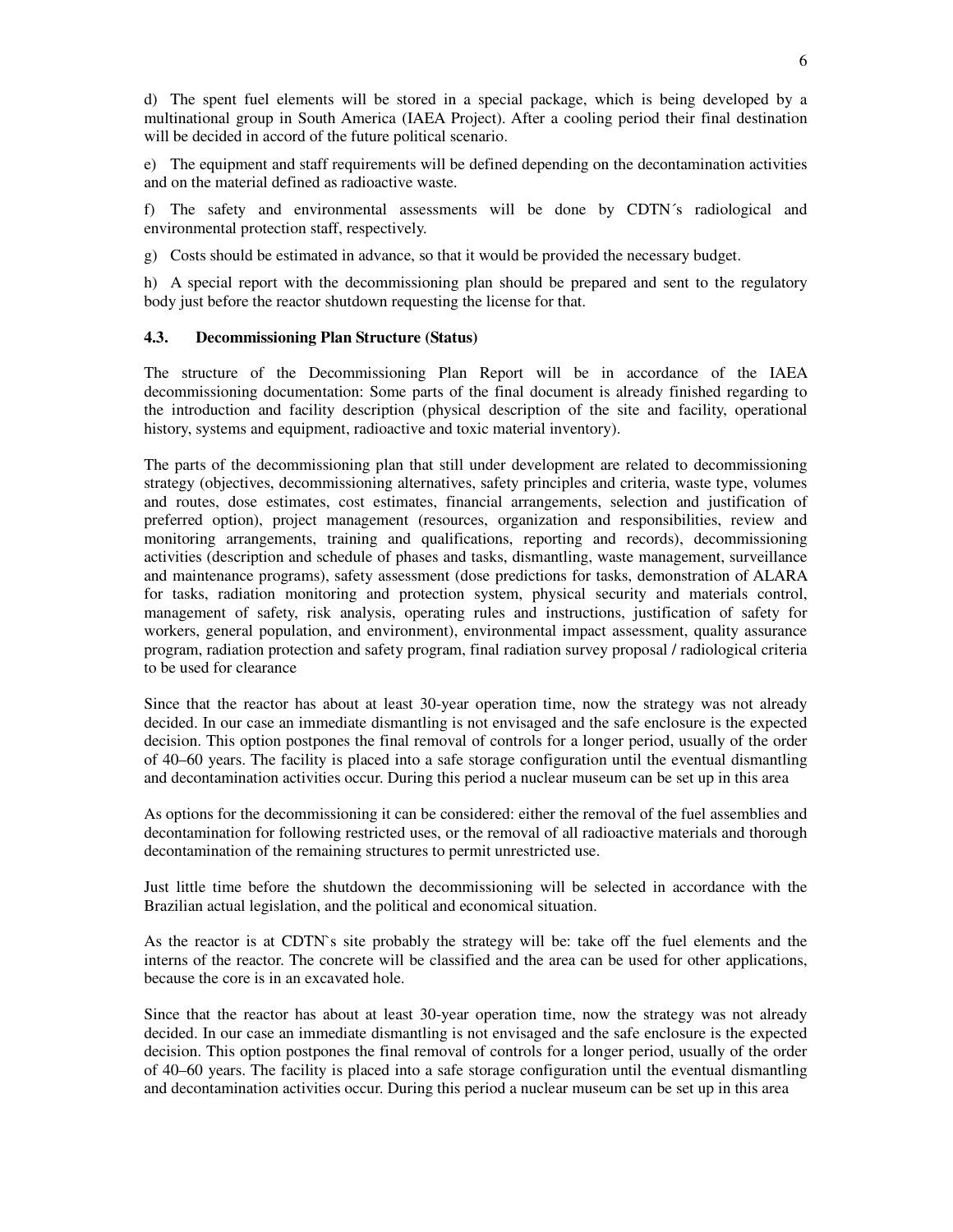d) The spent fuel elements will be stored in a special package, which is being developed by a multinational group in South America (IAEA Project). After a cooling period their final destination will be decided in accord of the future political scenario.

e) The equipment and staff requirements will be defined depending on the decontamination activities and on the material defined as radioactive waste.

f) The safety and environmental assessments will be done by CDTN´s radiological and environmental protection staff, respectively.

g) Costs should be estimated in advance, so that it would be provided the necessary budget.

h) A special report with the decommissioning plan should be prepared and sent to the regulatory body just before the reactor shutdown requesting the license for that.

### 4.3. Decommissioning Plan Structure (Status)

The structure of the Decommissioning Plan Report will be in accordance of the IAEA decommissioning documentation: Some parts of the final document is already finished regarding to the introduction and facility description (physical description of the site and facility, operational history, systems and equipment, radioactive and toxic material inventory).

The parts of the decommissioning plan that still under development are related to decommissioning strategy (objectives, decommissioning alternatives, safety principles and criteria, waste type, volumes and routes, dose estimates, cost estimates, financial arrangements, selection and justification of preferred option), project management (resources, organization and responsibilities, review and monitoring arrangements, training and qualifications, reporting and records), decommissioning activities (description and schedule of phases and tasks, dismantling, waste management, surveillance and maintenance programs), safety assessment (dose predictions for tasks, demonstration of ALARA for tasks, radiation monitoring and protection system, physical security and materials control, management of safety, risk analysis, operating rules and instructions, justification of safety for workers, general population, and environment), environmental impact assessment, quality assurance program, radiation protection and safety program, final radiation survey proposal / radiological criteria to be used for clearance

Since that the reactor has about at least 30-year operation time, now the strategy was not already decided. In our case an immediate dismantling is not envisaged and the safe enclosure is the expected decision. This option postpones the final removal of controls for a longer period, usually of the order of 40–60 years. The facility is placed into a safe storage configuration until the eventual dismantling and decontamination activities occur. During this period a nuclear museum can be set up in this area

As options for the decommissioning it can be considered: either the removal of the fuel assemblies and decontamination for following restricted uses, or the removal of all radioactive materials and thorough decontamination of the remaining structures to permit unrestricted use.

Just little time before the shutdown the decommissioning will be selected in accordance with the Brazilian actual legislation, and the political and economical situation.

As the reactor is at CDTN`s site probably the strategy will be: take off the fuel elements and the interns of the reactor. The concrete will be classified and the area can be used for other applications, because the core is in an excavated hole.

Since that the reactor has about at least 30-year operation time, now the strategy was not already decided. In our case an immediate dismantling is not envisaged and the safe enclosure is the expected decision. This option postpones the final removal of controls for a longer period, usually of the order of 40–60 years. The facility is placed into a safe storage configuration until the eventual dismantling and decontamination activities occur. During this period a nuclear museum can be set up in this area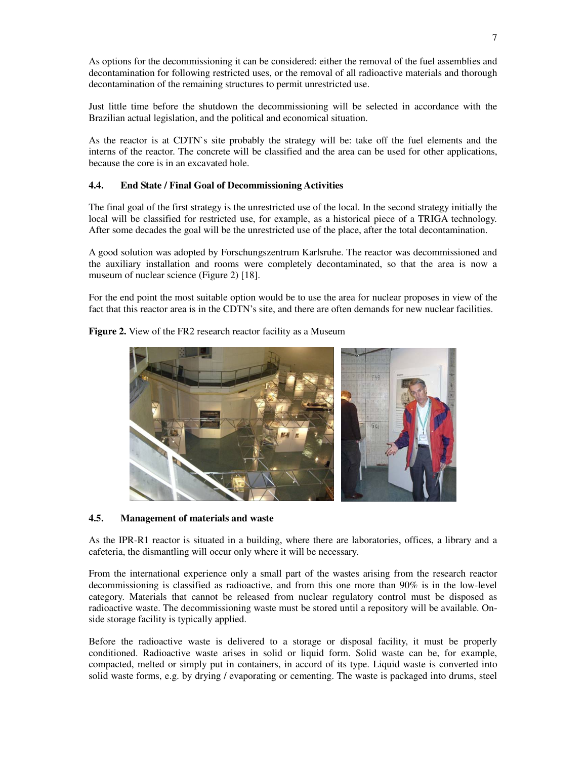As options for the decommissioning it can be considered: either the removal of the fuel assemblies and decontamination for following restricted uses, or the removal of all radioactive materials and thorough decontamination of the remaining structures to permit unrestricted use.

Just little time before the shutdown the decommissioning will be selected in accordance with the Brazilian actual legislation, and the political and economical situation.

As the reactor is at CDTN`s site probably the strategy will be: take off the fuel elements and the interns of the reactor. The concrete will be classified and the area can be used for other applications, because the core is in an excavated hole.

### 4.4. End State / Final Goal of Decommissioning Activities

The final goal of the first strategy is the unrestricted use of the local. In the second strategy initially the local will be classified for restricted use, for example, as a historical piece of a TRIGA technology. After some decades the goal will be the unrestricted use of the place, after the total decontamination.

A good solution was adopted by Forschungszentrum Karlsruhe. The reactor was decommissioned and the auxiliary installation and rooms were completely decontaminated, so that the area is now a museum of nuclear science (Figure 2) [18].

For the end point the most suitable option would be to use the area for nuclear proposes in view of the fact that this reactor area is in the CDTN's site, and there are often demands for new nuclear facilities.

**Figure 2.** View of the FR2 research reactor facility as a Museum

### 4.5. Management of materials and waste

As the IPR-R1 reactor is situated in a building, where there are laboratories, offices, a library and a cafeteria, the dismantling will occur only where it will be necessary.

From the international experience only a small part of the wastes arising from the research reactor decommissioning is classified as radioactive, and from this one more than 90% is in the low-level category. Materials that cannot be released from nuclear regulatory control must be disposed as radioactive waste. The decommissioning waste must be stored until a repository will be available. On-side storage facility is typically applied.

Before the radioactive waste is delivered to a storage or disposal facility, it must be properly conditioned. Radioactive waste arises in solid or liquid form. Solid waste can be, for example, compacted, melted or simply put in containers, in accord of its type. Liquid waste is converted into solid waste forms, e.g. by drying / evaporating or cementing. The waste is packaged into drums, steel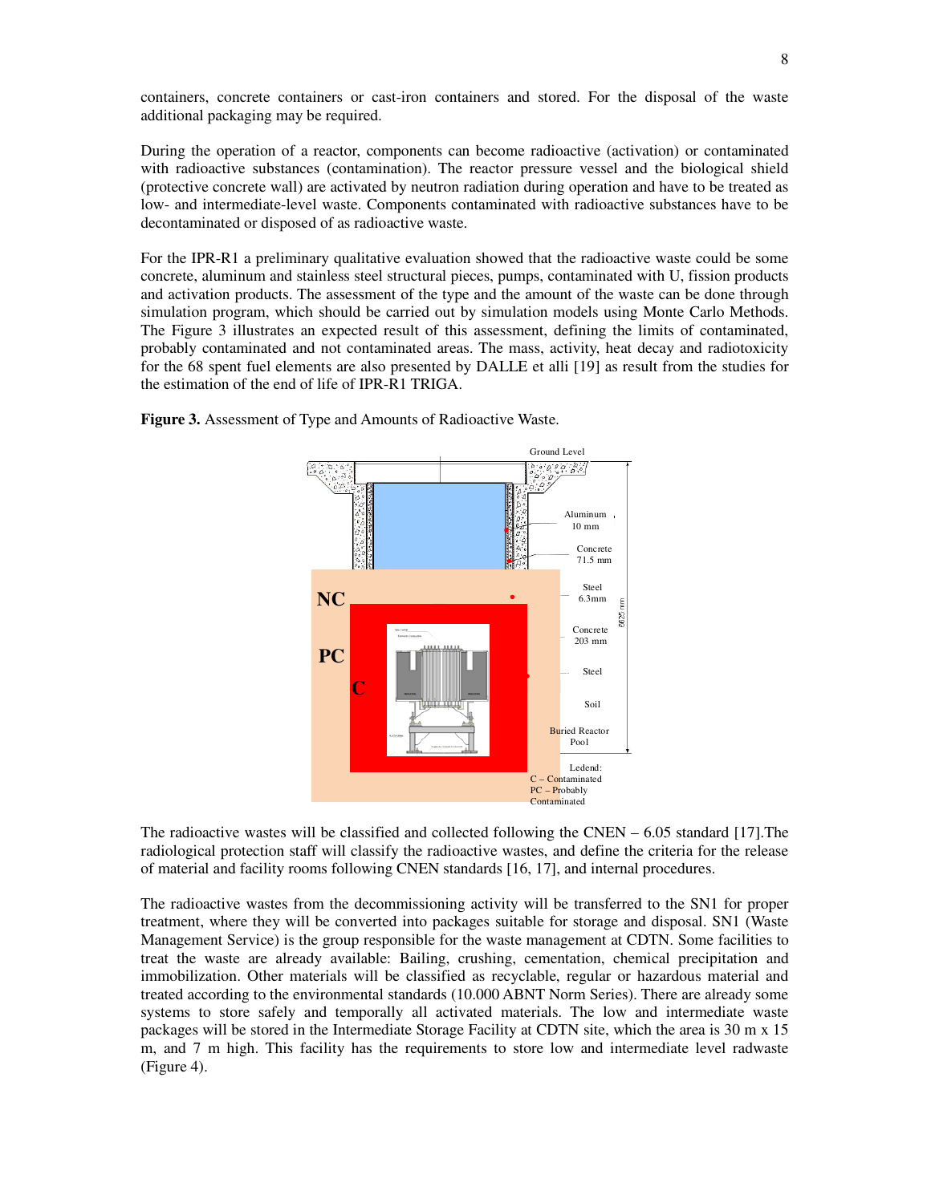containers, concrete containers or cast-iron containers and stored. For the disposal of the waste additional packaging may be required.

During the operation of a reactor, components can become radioactive (activation) or contaminated with radioactive substances (contamination). The reactor pressure vessel and the biological shield (protective concrete wall) are activated by neutron radiation during operation and have to be treated as low- and intermediate-level waste. Components contaminated with radioactive substances have to be decontaminated or disposed of as radioactive waste.

For the IPR-R1 a preliminary qualitative evaluation showed that the radioactive waste could be some concrete, aluminum and stainless steel structural pieces, pumps, contaminated with U, fission products and activation products. The assessment of the type and the amount of the waste can be done through simulation program, which should be carried out by simulation models using Monte Carlo Methods. The Figure 3 illustrates an expected result of this assessment, defining the limits of contaminated, probably contaminated and not contaminated areas. The mass, activity, heat decay and radiotoxicity for the 68 spent fuel elements are also presented by DALLE et alli [19] as result from the studies for the estimation of the end of life of IPR-R1 TRIGA.

**Figure 3.** Assessment of Type and Amounts of Radioactive Waste.

The radioactive wastes will be classified and collected following the CNEN – 6.05 standard [17].The radiological protection staff will classify the radioactive wastes, and define the criteria for the release of material and facility rooms following CNEN standards [16, 17], and internal procedures.

The radioactive wastes from the decommissioning activity will be transferred to the SN1 for proper treatment, where they will be converted into packages suitable for storage and disposal. SN1 (Waste Management Service) is the group responsible for the waste management at CDTN. Some facilities to treat the waste are already available: Bailing, crushing, cementation, chemical precipitation and immobilization. Other materials will be classified as recyclable, regular or hazardous material and treated according to the environmental standards (10.000 ABNT Norm Series). There are already some systems to store safely and temporally all activated materials. The low and intermediate waste packages will be stored in the Intermediate Storage Facility at CDTN site, which the area is 30 m x 15 m, and 7 m high. This facility has the requirements to store low and intermediate level radwaste (Figure 4).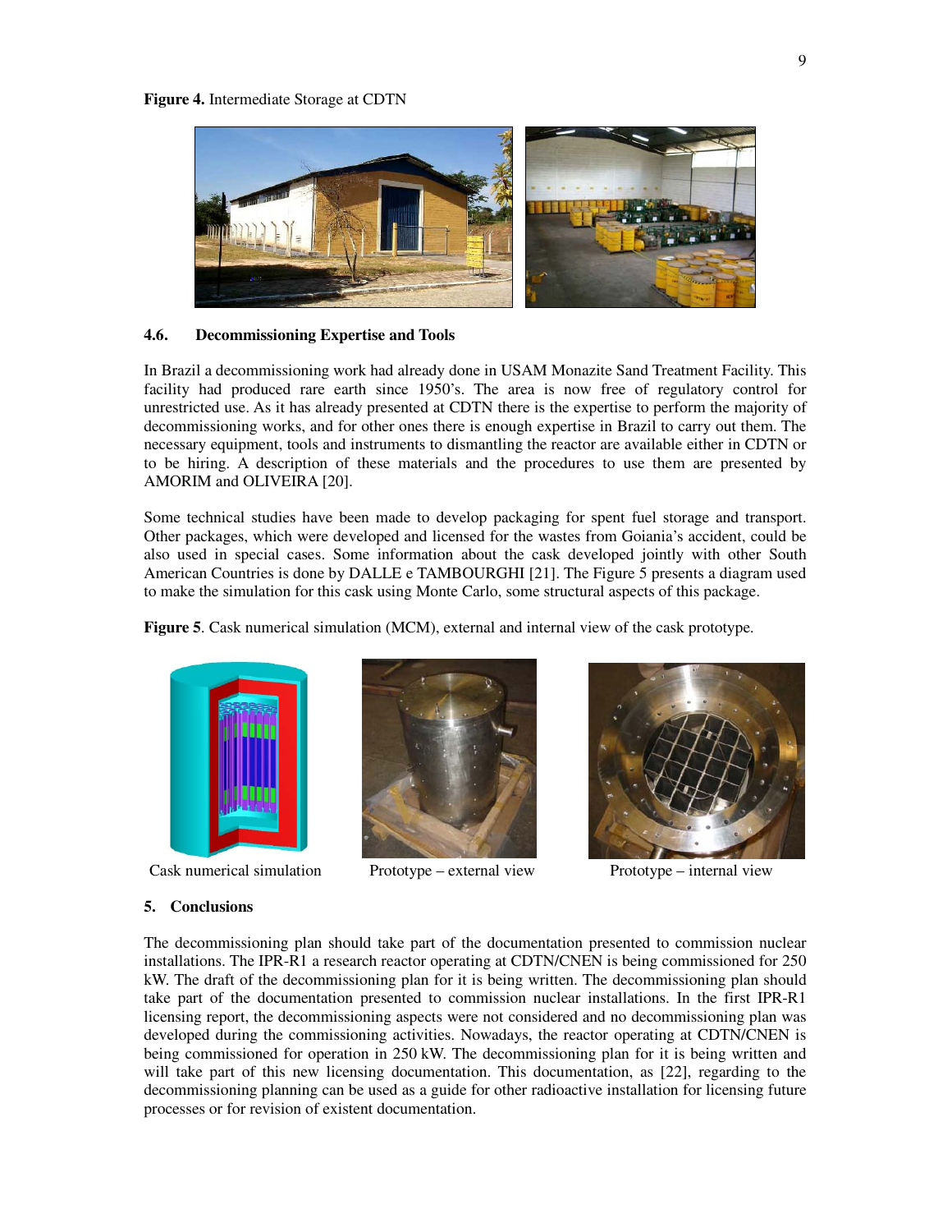**Figure 4.** Intermediate Storage at CDTN

### 4.6. Decommissioning Expertise and Tools

In Brazil a decommissioning work had already done in USAM Monazite Sand Treatment Facility. This facility had produced rare earth since 1950's. The area is now free of regulatory control for unrestricted use. As it has already presented at CDTN there is the expertise to perform the majority of decommissioning works, and for other ones there is enough expertise in Brazil to carry out them. The necessary equipment, tools and instruments to dismantling the reactor are available either in CDTN or to be hiring. A description of these materials and the procedures to use them are presented by AMORIM and OLIVEIRA [20].

Some technical studies have been made to develop packaging for spent fuel storage and transport. Other packages, which were developed and licensed for the wastes from Goiania's accident, could be also used in special cases. Some information about the cask developed jointly with other South American Countries is done by DALLE e TAMBOURGHI [21]. The Figure 5 presents a diagram used to make the simulation for this cask using Monte Carlo, some structural aspects of this package.

**Figure 5**. Cask numerical simulation (MCM), external and internal view of the cask prototype.

Cask numerical simulation    Prototype – external view    Prototype – internal view

## 5. Conclusions

The decommissioning plan should take part of the documentation presented to commission nuclear installations. The IPR-R1 a research reactor operating at CDTN/CNEN is being commissioned for 250 kW. The draft of the decommissioning plan for it is being written. The decommissioning plan should take part of the documentation presented to commission nuclear installations. In the first IPR-R1 licensing report, the decommissioning aspects were not considered and no decommissioning plan was developed during the commissioning activities. Nowadays, the reactor operating at CDTN/CNEN is being commissioned for operation in 250 kW. The decommissioning plan for it is being written and will take part of this new licensing documentation. This documentation, as [22], regarding to the decommissioning planning can be used as a guide for other radioactive installation for licensing future processes or for revision of existent documentation.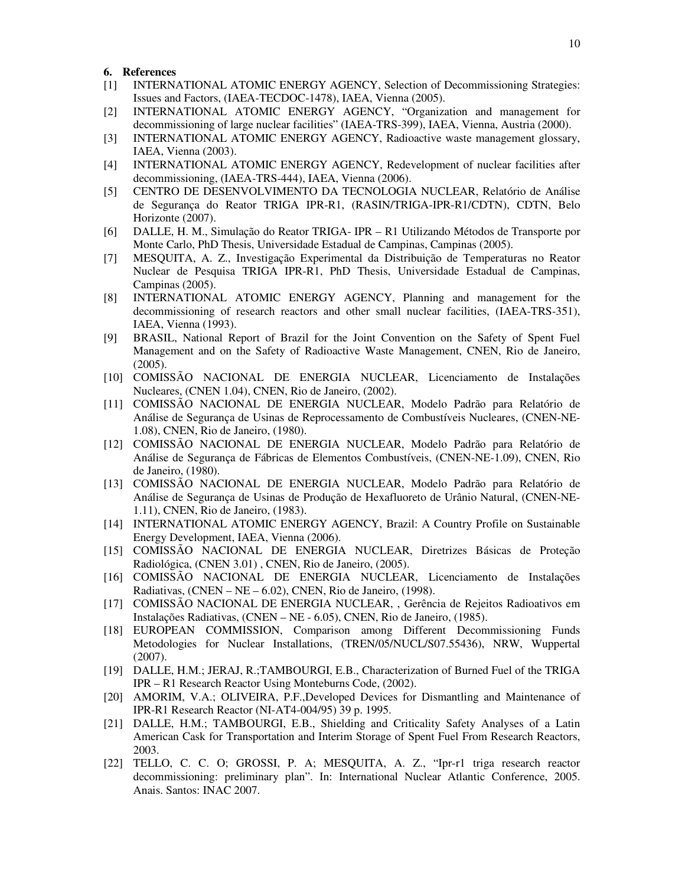## 6. References

[1] INTERNATIONAL ATOMIC ENERGY AGENCY, Selection of Decommissioning Strategies: Issues and Factors, (IAEA-TECDOC-1478), IAEA, Vienna (2005).

[2] INTERNATIONAL ATOMIC ENERGY AGENCY, "Organization and management for decommissioning of large nuclear facilities" (IAEA-TRS-399), IAEA, Vienna, Austria (2000).

[3] INTERNATIONAL ATOMIC ENERGY AGENCY, Radioactive waste management glossary, IAEA, Vienna (2003).

[4] INTERNATIONAL ATOMIC ENERGY AGENCY, Redevelopment of nuclear facilities after decommissioning, (IAEA-TRS-444), IAEA, Vienna (2006).

[5] CENTRO DE DESENVOLVIMENTO DA TECNOLOGIA NUCLEAR, Relatório de Análise de Segurança do Reator TRIGA IPR-R1, (RASIN/TRIGA-IPR-R1/CDTN), CDTN, Belo Horizonte (2007).

[6] DALLE, H. M., Simulação do Reator TRIGA- IPR – R1 Utilizando Métodos de Transporte por Monte Carlo, PhD Thesis, Universidade Estadual de Campinas, Campinas (2005).

[7] MESQUITA, A. Z., Investigação Experimental da Distribuição de Temperaturas no Reator Nuclear de Pesquisa TRIGA IPR-R1, PhD Thesis, Universidade Estadual de Campinas, Campinas (2005).

[8] INTERNATIONAL ATOMIC ENERGY AGENCY, Planning and management for the decommissioning of research reactors and other small nuclear facilities, (IAEA-TRS-351), IAEA, Vienna (1993).

[9] BRASIL, National Report of Brazil for the Joint Convention on the Safety of Spent Fuel Management and on the Safety of Radioactive Waste Management, CNEN, Rio de Janeiro, (2005).

[10] COMISSÃO NACIONAL DE ENERGIA NUCLEAR, Licenciamento de Instalações Nucleares, (CNEN 1.04), CNEN, Rio de Janeiro, (2002).

[11] COMISSÃO NACIONAL DE ENERGIA NUCLEAR, Modelo Padrão para Relatório de Análise de Segurança de Usinas de Reprocessamento de Combustíveis Nucleares, (CNEN-NE-1.08), CNEN, Rio de Janeiro, (1980).

[12] COMISSÃO NACIONAL DE ENERGIA NUCLEAR, Modelo Padrão para Relatório de Análise de Segurança de Fábricas de Elementos Combustíveis, (CNEN-NE-1.09), CNEN, Rio de Janeiro, (1980).

[13] COMISSÃO NACIONAL DE ENERGIA NUCLEAR, Modelo Padrão para Relatório de Análise de Segurança de Usinas de Produção de Hexafluoreto de Urânio Natural, (CNEN-NE-1.11), CNEN, Rio de Janeiro, (1983).

[14] INTERNATIONAL ATOMIC ENERGY AGENCY, Brazil: A Country Profile on Sustainable Energy Development, IAEA, Vienna (2006).

[15] COMISSÃO NACIONAL DE ENERGIA NUCLEAR, Diretrizes Básicas de Proteção Radiológica, (CNEN 3.01) , CNEN, Rio de Janeiro, (2005).

[16] COMISSÃO NACIONAL DE ENERGIA NUCLEAR, Licenciamento de Instalações Radiativas, (CNEN – NE – 6.02), CNEN, Rio de Janeiro, (1998).

[17] COMISSÃO NACIONAL DE ENERGIA NUCLEAR, , Gerência de Rejeitos Radioativos em Instalações Radiativas, (CNEN – NE - 6.05), CNEN, Rio de Janeiro, (1985).

[18] EUROPEAN COMMISSION, Comparison among Different Decommissioning Funds Metodologies for Nuclear Installations, (TREN/05/NUCL/S07.55436), NRW, Wuppertal (2007).

[19] DALLE, H.M.; JERAJ, R.;TAMBOURGI, E.B., Characterization of Burned Fuel of the TRIGA IPR – R1 Research Reactor Using Monteburns Code, (2002).

[20] AMORIM, V.A.; OLIVEIRA, P.F.,Developed Devices for Dismantling and Maintenance of IPR-R1 Research Reactor (NI-AT4-004/95) 39 p. 1995.

[21] DALLE, H.M.; TAMBOURGI, E.B., Shielding and Criticality Safety Analyses of a Latin American Cask for Transportation and Interim Storage of Spent Fuel From Research Reactors, 2003.

[22] TELLO, C. C. O; GROSSI, P. A; MESQUITA, A. Z., "Ipr-r1 triga research reactor decommissioning: preliminary plan". In: International Nuclear Atlantic Conference, 2005. Anais. Santos: INAC 2007.